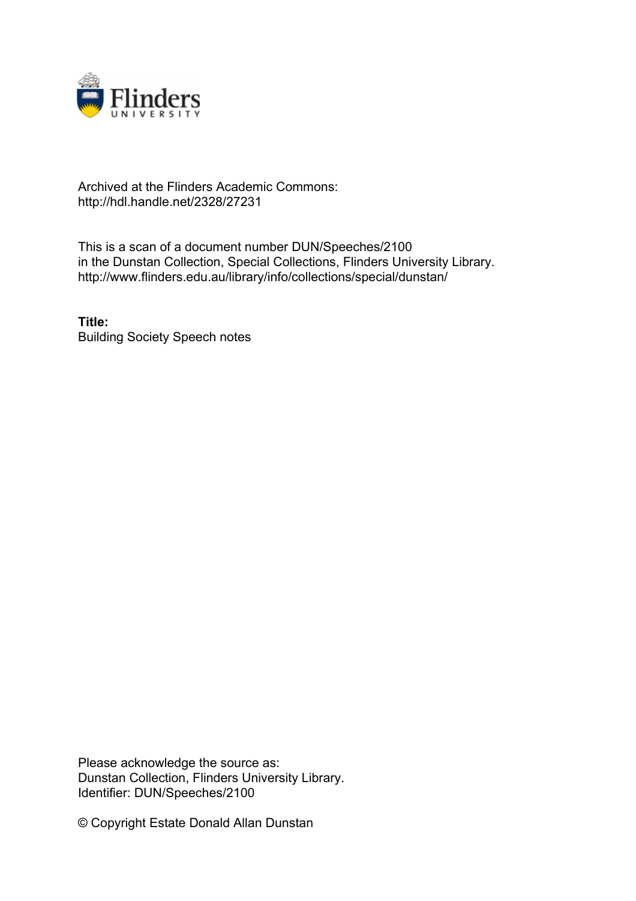Archived at the Flinders Academic Commons:
http://hdl.handle.net/2328/27231

This is a scan of a document number DUN/Speeches/2100
in the Dunstan Collection, Special Collections, Flinders University Library.
http://www.flinders.edu.au/library/info/collections/special/dunstan/

**Title:**
Building Society Speech notes

Please acknowledge the source as:
Dunstan Collection, Flinders University Library.
Identifier: DUN/Speeches/2100

© Copyright Estate Donald Allan Dunstan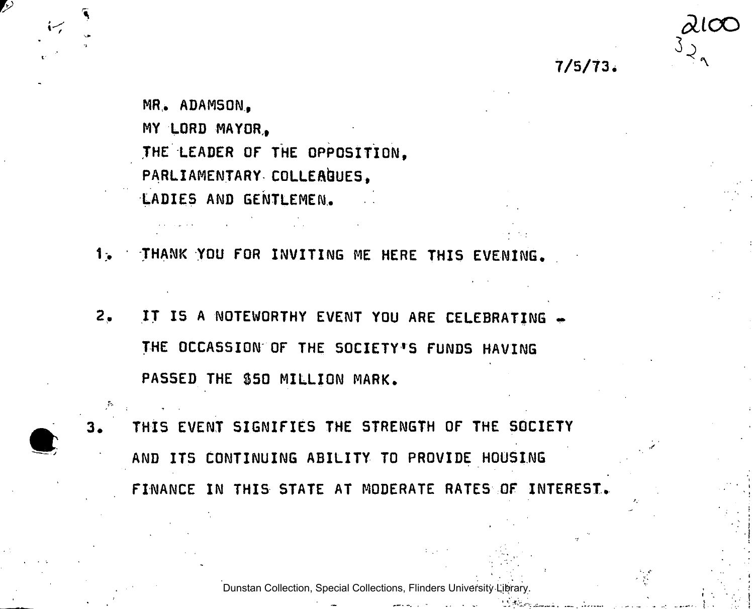7/5/73.

MR. ADAMSON,

MY LORD MAYOR,

THE LEADER OF THE OPPOSITION,

PARLIAMENTARY COLLEAGUES,

LADIES AND GENTLEMEN.

1. THANK YOU FOR INVITING ME HERE THIS EVENING.

2. IT IS A NOTEWORTHY EVENT YOU ARE CELEBRATING - THE OCCASSION OF THE SOCIETY'S FUNDS HAVING PASSED THE $50 MILLION MARK.

3. THIS EVENT SIGNIFIES THE STRENGTH OF THE SOCIETY AND ITS CONTINUING ABILITY TO PROVIDE HOUSING FINANCE IN THIS STATE AT MODERATE RATES OF INTEREST.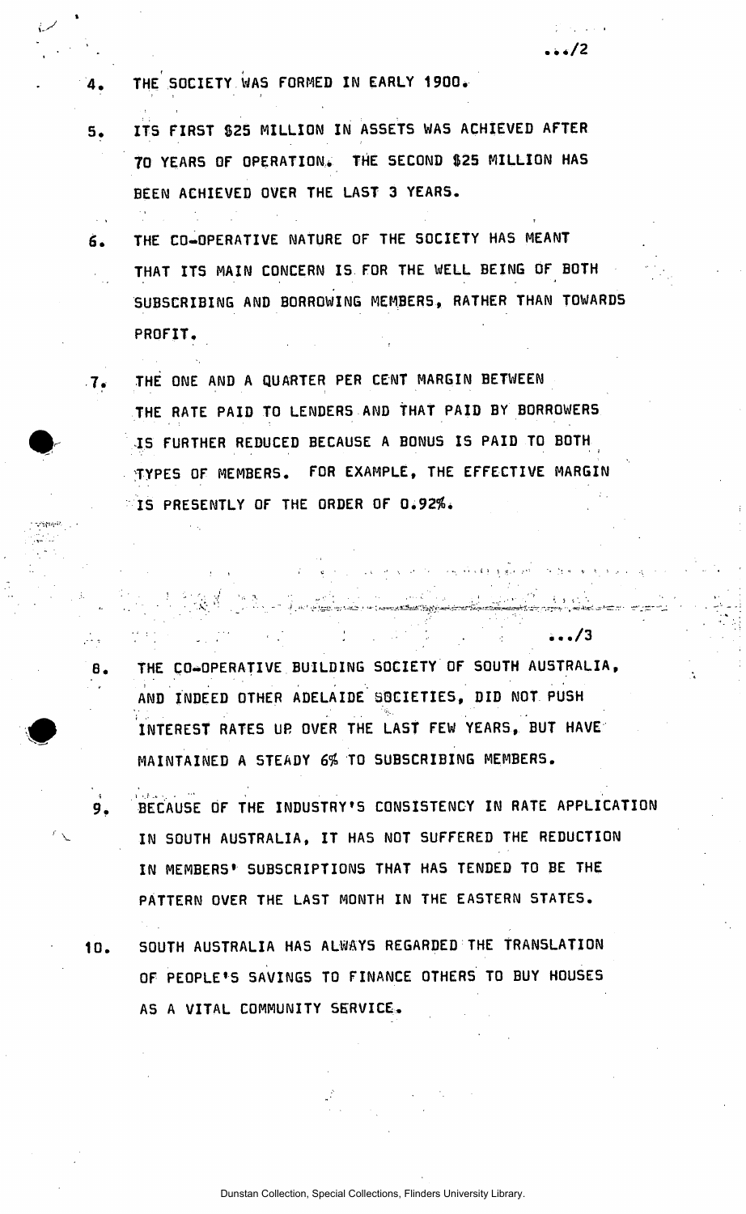4. THE SOCIETY WAS FORMED IN EARLY 1900.

5. ITS FIRST $25 MILLION IN ASSETS WAS ACHIEVED AFTER 70 YEARS OF OPERATION. THE SECOND $25 MILLION HAS BEEN ACHIEVED OVER THE LAST 3 YEARS.

6. THE CO-OPERATIVE NATURE OF THE SOCIETY HAS MEANT THAT ITS MAIN CONCERN IS FOR THE WELL BEING OF BOTH SUBSCRIBING AND BORROWING MEMBERS, RATHER THAN TOWARDS PROFIT.

7. THE ONE AND A QUARTER PER CENT MARGIN BETWEEN THE RATE PAID TO LENDERS AND THAT PAID BY BORROWERS IS FURTHER REDUCED BECAUSE A BONUS IS PAID TO BOTH TYPES OF MEMBERS. FOR EXAMPLE, THE EFFECTIVE MARGIN IS PRESENTLY OF THE ORDER OF 0.92%.

8. THE CO-OPERATIVE BUILDING SOCIETY OF SOUTH AUSTRALIA, AND INDEED OTHER ADELAIDE SOCIETIES, DID NOT PUSH INTEREST RATES UP OVER THE LAST FEW YEARS, BUT HAVE MAINTAINED A STEADY 6% TO SUBSCRIBING MEMBERS.

9. BECAUSE OF THE INDUSTRY'S CONSISTENCY IN RATE APPLICATION IN SOUTH AUSTRALIA, IT HAS NOT SUFFERED THE REDUCTION IN MEMBERS' SUBSCRIPTIONS THAT HAS TENDED TO BE THE PATTERN OVER THE LAST MONTH IN THE EASTERN STATES.

10. SOUTH AUSTRALIA HAS ALWAYS REGARDED THE TRANSLATION OF PEOPLE'S SAVINGS TO FINANCE OTHERS TO BUY HOUSES AS A VITAL COMMUNITY SERVICE.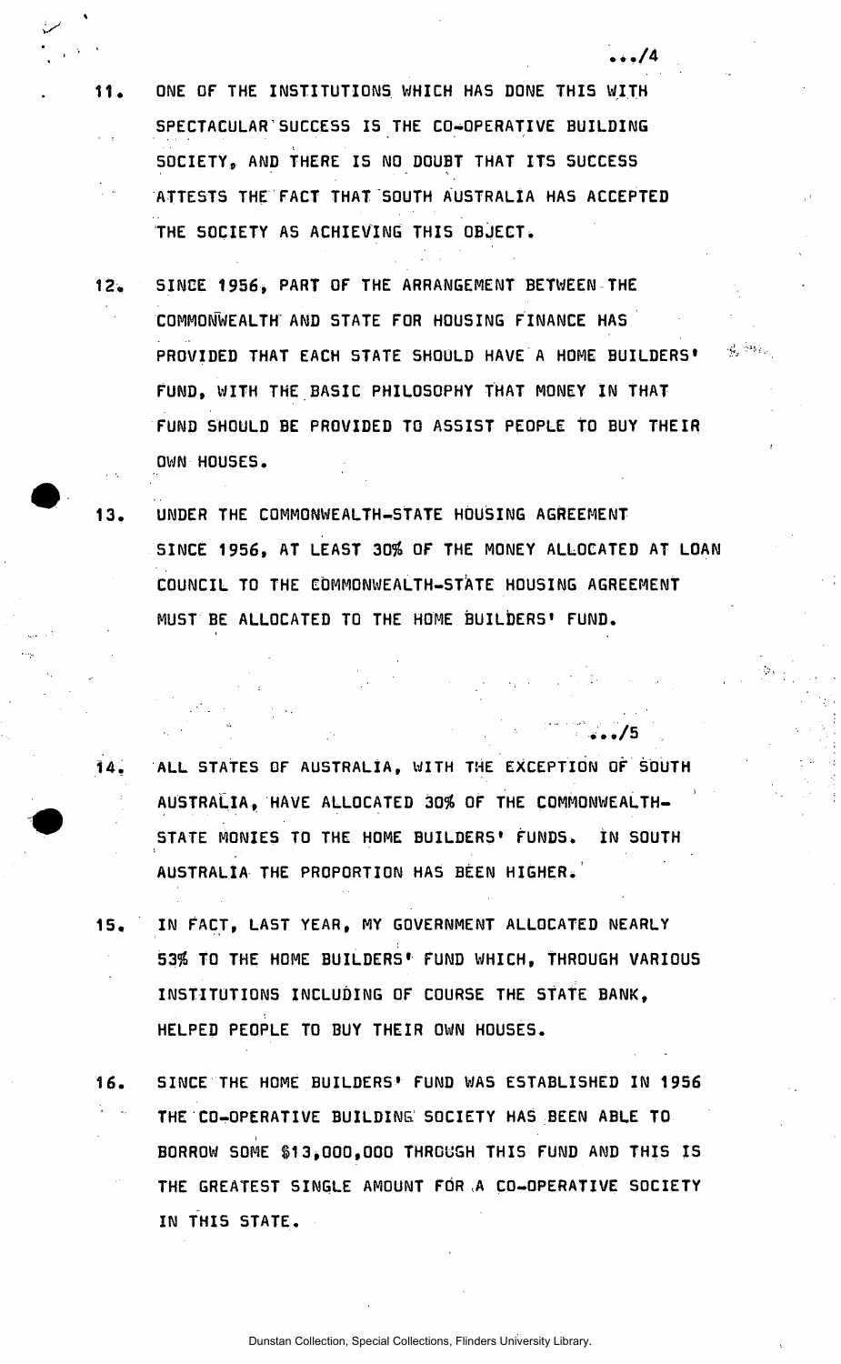11. ONE OF THE INSTITUTIONS WHICH HAS DONE THIS WITH SPECTACULAR SUCCESS IS THE CO-OPERATIVE BUILDING SOCIETY, AND THERE IS NO DOUBT THAT ITS SUCCESS ATTESTS THE FACT THAT SOUTH AUSTRALIA HAS ACCEPTED THE SOCIETY AS ACHIEVING THIS OBJECT.

12. SINCE 1956, PART OF THE ARRANGEMENT BETWEEN THE COMMONWEALTH AND STATE FOR HOUSING FINANCE HAS PROVIDED THAT EACH STATE SHOULD HAVE A HOME BUILDERS' FUND, WITH THE BASIC PHILOSOPHY THAT MONEY IN THAT FUND SHOULD BE PROVIDED TO ASSIST PEOPLE TO BUY THEIR OWN HOUSES.

13. UNDER THE COMMONWEALTH-STATE HOUSING AGREEMENT SINCE 1956, AT LEAST 30% OF THE MONEY ALLOCATED AT LOAN COUNCIL TO THE COMMONWEALTH-STATE HOUSING AGREEMENT MUST BE ALLOCATED TO THE HOME BUILDERS' FUND.

14. ALL STATES OF AUSTRALIA, WITH THE EXCEPTION OF SOUTH AUSTRALIA, HAVE ALLOCATED 30% OF THE COMMONWEALTH-STATE MONIES TO THE HOME BUILDERS' FUNDS. IN SOUTH AUSTRALIA THE PROPORTION HAS BEEN HIGHER.

15. IN FACT, LAST YEAR, MY GOVERNMENT ALLOCATED NEARLY 53% TO THE HOME BUILDERS' FUND WHICH, THROUGH VARIOUS INSTITUTIONS INCLUDING OF COURSE THE STATE BANK, HELPED PEOPLE TO BUY THEIR OWN HOUSES.

16. SINCE THE HOME BUILDERS' FUND WAS ESTABLISHED IN 1956 THE CO-OPERATIVE BUILDING SOCIETY HAS BEEN ABLE TO BORROW SOME $13,000,000 THROUGH THIS FUND AND THIS IS THE GREATEST SINGLE AMOUNT FOR A CO-OPERATIVE SOCIETY IN THIS STATE.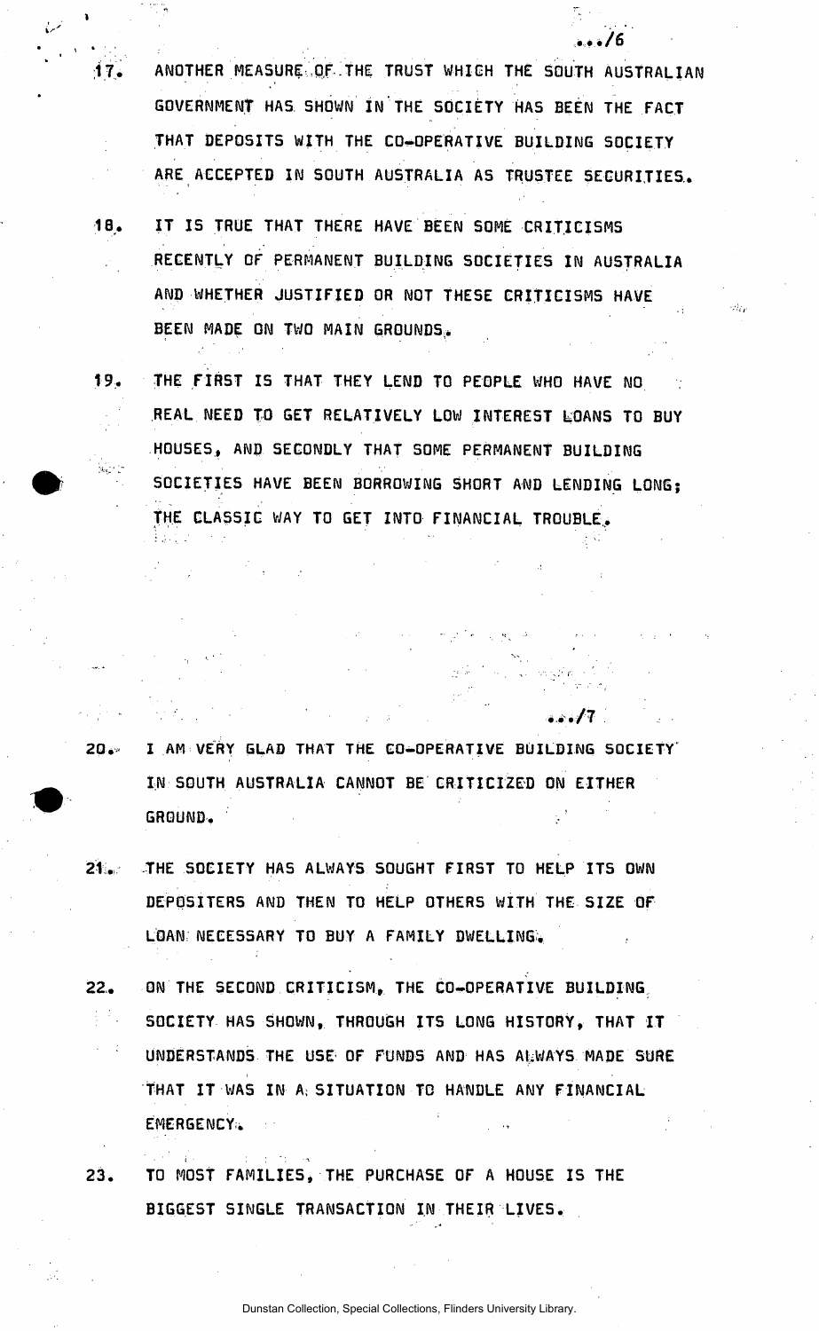17. ANOTHER MEASURE OF THE TRUST WHICH THE SOUTH AUSTRALIAN GOVERNMENT HAS SHOWN IN THE SOCIETY HAS BEEN THE FACT THAT DEPOSITS WITH THE CO-OPERATIVE BUILDING SOCIETY ARE ACCEPTED IN SOUTH AUSTRALIA AS TRUSTEE SECURITIES.

18. IT IS TRUE THAT THERE HAVE BEEN SOME CRITICISMS RECENTLY OF PERMANENT BUILDING SOCIETIES IN AUSTRALIA AND WHETHER JUSTIFIED OR NOT THESE CRITICISMS HAVE BEEN MADE ON TWO MAIN GROUNDS.

19. THE FIRST IS THAT THEY LEND TO PEOPLE WHO HAVE NO REAL NEED TO GET RELATIVELY LOW INTEREST LOANS TO BUY HOUSES, AND SECONDLY THAT SOME PERMANENT BUILDING SOCIETIES HAVE BEEN BORROWING SHORT AND LENDING LONG; THE CLASSIC WAY TO GET INTO FINANCIAL TROUBLE.

20. I AM VERY GLAD THAT THE CO-OPERATIVE BUILDING SOCIETY IN SOUTH AUSTRALIA CANNOT BE CRITICIZED ON EITHER GROUND.

21. THE SOCIETY HAS ALWAYS SOUGHT FIRST TO HELP ITS OWN DEPOSITERS AND THEN TO HELP OTHERS WITH THE SIZE OF LOAN NECESSARY TO BUY A FAMILY DWELLING.

22. ON THE SECOND CRITICISM, THE CO-OPERATIVE BUILDING SOCIETY HAS SHOWN, THROUGH ITS LONG HISTORY, THAT IT UNDERSTANDS THE USE OF FUNDS AND HAS ALWAYS MADE SURE THAT IT WAS IN A SITUATION TO HANDLE ANY FINANCIAL EMERGENCY.

23. TO MOST FAMILIES, THE PURCHASE OF A HOUSE IS THE BIGGEST SINGLE TRANSACTION IN THEIR LIVES.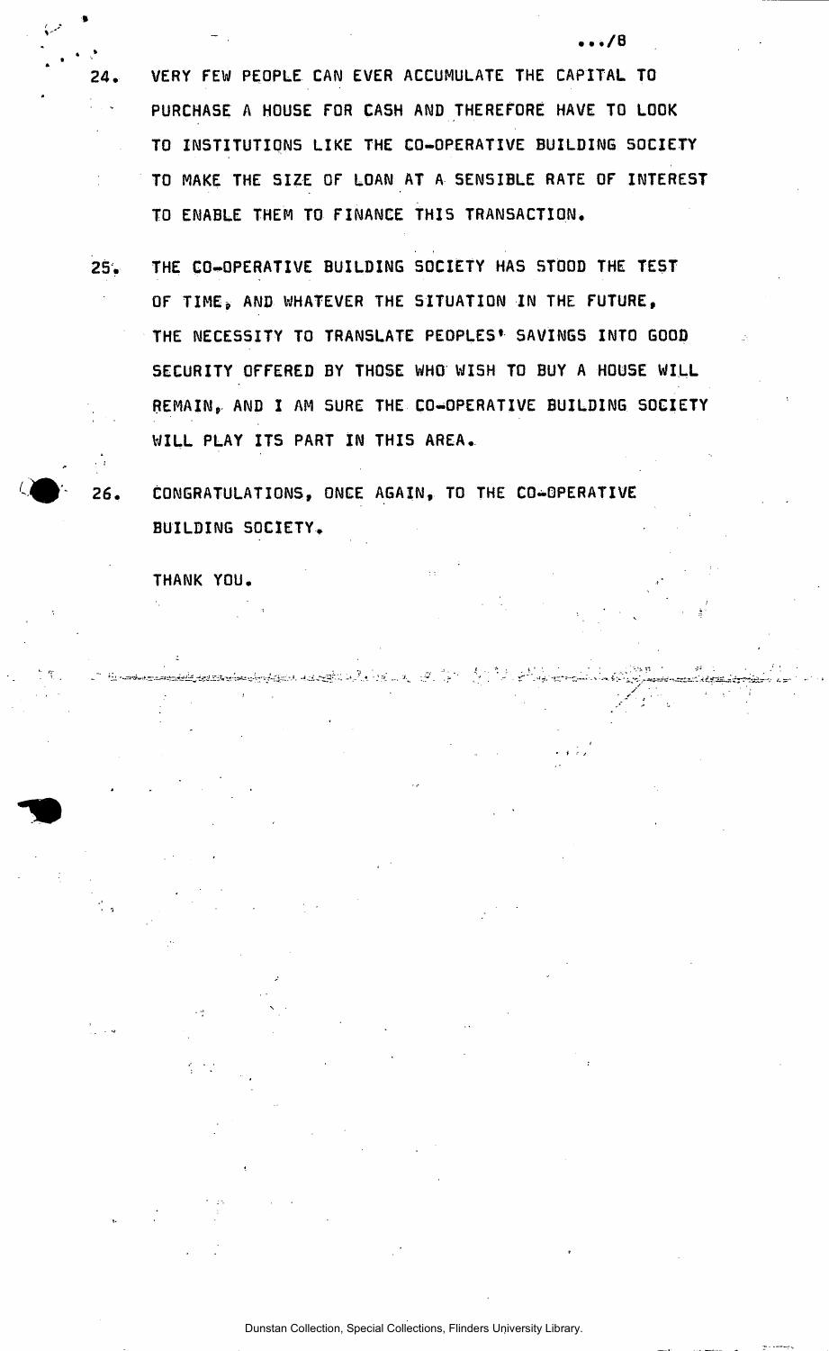24. VERY FEW PEOPLE CAN EVER ACCUMULATE THE CAPITAL TO PURCHASE A HOUSE FOR CASH AND THEREFORE HAVE TO LOOK TO INSTITUTIONS LIKE THE CO-OPERATIVE BUILDING SOCIETY TO MAKE THE SIZE OF LOAN AT A SENSIBLE RATE OF INTEREST TO ENABLE THEM TO FINANCE THIS TRANSACTION.

25. THE CO-OPERATIVE BUILDING SOCIETY HAS STOOD THE TEST OF TIME, AND WHATEVER THE SITUATION IN THE FUTURE, THE NECESSITY TO TRANSLATE PEOPLES' SAVINGS INTO GOOD SECURITY OFFERED BY THOSE WHO WISH TO BUY A HOUSE WILL REMAIN, AND I AM SURE THE CO-OPERATIVE BUILDING SOCIETY WILL PLAY ITS PART IN THIS AREA.

26. CONGRATULATIONS, ONCE AGAIN, TO THE CO-OPERATIVE BUILDING SOCIETY.

THANK YOU.

Dunstan Collection, Special Collections, Flinders University Library.